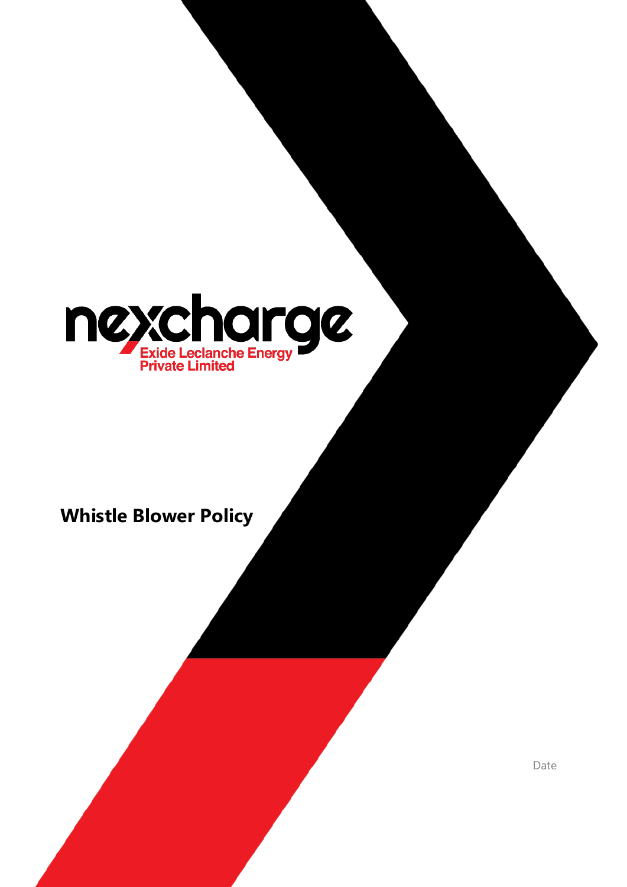nexcharge

Exide Leclanche Energy Private Limited

# Whistle Blower Policy

Date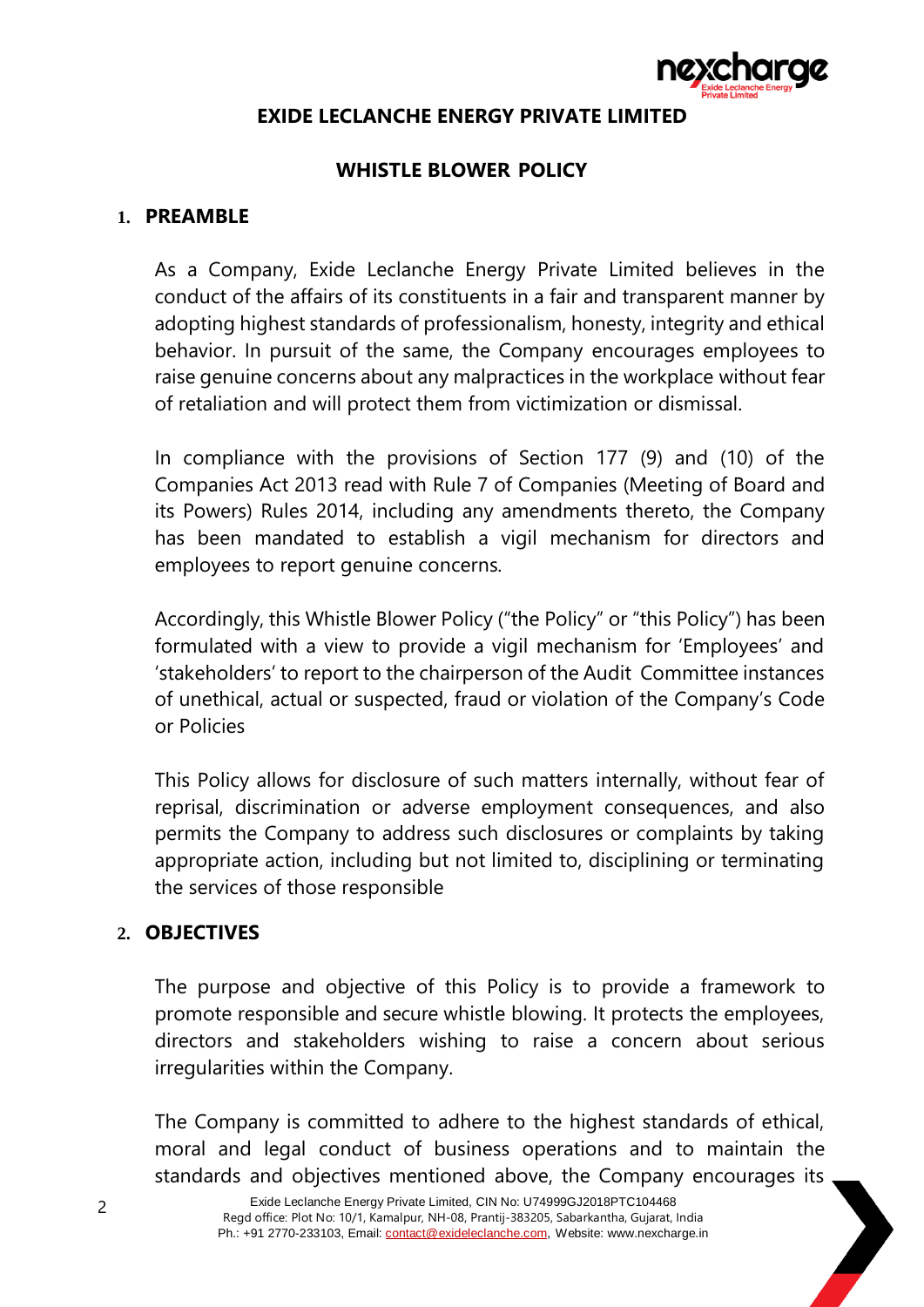**EXIDE LECLANCHE ENERGY PRIVATE LIMITED**

**WHISTLE BLOWER POLICY**

## 1. PREAMBLE

As a Company, Exide Leclanche Energy Private Limited believes in the conduct of the affairs of its constituents in a fair and transparent manner by adopting highest standards of professionalism, honesty, integrity and ethical behavior. In pursuit of the same, the Company encourages employees to raise genuine concerns about any malpractices in the workplace without fear of retaliation and will protect them from victimization or dismissal.

In compliance with the provisions of Section 177 (9) and (10) of the Companies Act 2013 read with Rule 7 of Companies (Meeting of Board and its Powers) Rules 2014, including any amendments thereto, the Company has been mandated to establish a vigil mechanism for directors and employees to report genuine concerns.

Accordingly, this Whistle Blower Policy ("the Policy" or "this Policy") has been formulated with a view to provide a vigil mechanism for 'Employees' and 'stakeholders' to report to the chairperson of the Audit Committee instances of unethical, actual or suspected, fraud or violation of the Company's Code or Policies

This Policy allows for disclosure of such matters internally, without fear of reprisal, discrimination or adverse employment consequences, and also permits the Company to address such disclosures or complaints by taking appropriate action, including but not limited to, disciplining or terminating the services of those responsible

## 2. OBJECTIVES

The purpose and objective of this Policy is to provide a framework to promote responsible and secure whistle blowing. It protects the employees, directors and stakeholders wishing to raise a concern about serious irregularities within the Company.

The Company is committed to adhere to the highest standards of ethical, moral and legal conduct of business operations and to maintain the standards and objectives mentioned above, the Company encourages its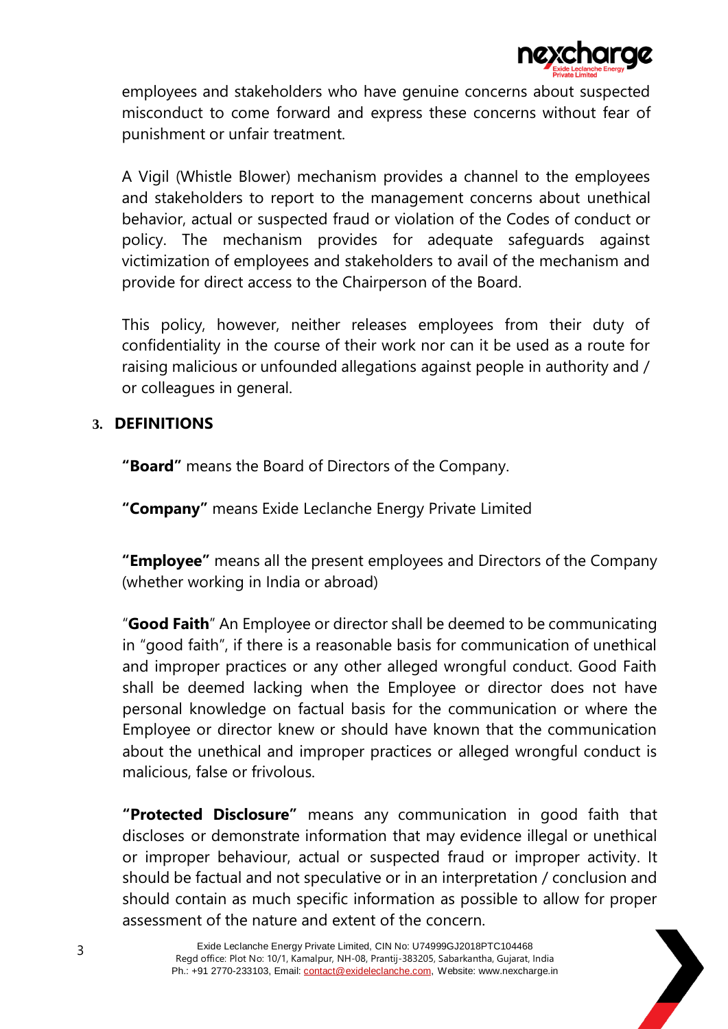employees and stakeholders who have genuine concerns about suspected misconduct to come forward and express these concerns without fear of punishment or unfair treatment.

A Vigil (Whistle Blower) mechanism provides a channel to the employees and stakeholders to report to the management concerns about unethical behavior, actual or suspected fraud or violation of the Codes of conduct or policy. The mechanism provides for adequate safeguards against victimization of employees and stakeholders to avail of the mechanism and provide for direct access to the Chairperson of the Board.

This policy, however, neither releases employees from their duty of confidentiality in the course of their work nor can it be used as a route for raising malicious or unfounded allegations against people in authority and / or colleagues in general.

## 3. DEFINITIONS

**"Board"** means the Board of Directors of the Company.

**"Company"** means Exide Leclanche Energy Private Limited

**"Employee"** means all the present employees and Directors of the Company (whether working in India or abroad)

"**Good Faith**" An Employee or director shall be deemed to be communicating in "good faith", if there is a reasonable basis for communication of unethical and improper practices or any other alleged wrongful conduct. Good Faith shall be deemed lacking when the Employee or director does not have personal knowledge on factual basis for the communication or where the Employee or director knew or should have known that the communication about the unethical and improper practices or alleged wrongful conduct is malicious, false or frivolous.

**"Protected Disclosure"** means any communication in good faith that discloses or demonstrate information that may evidence illegal or unethical or improper behaviour, actual or suspected fraud or improper activity. It should be factual and not speculative or in an interpretation / conclusion and should contain as much specific information as possible to allow for proper assessment of the nature and extent of the concern.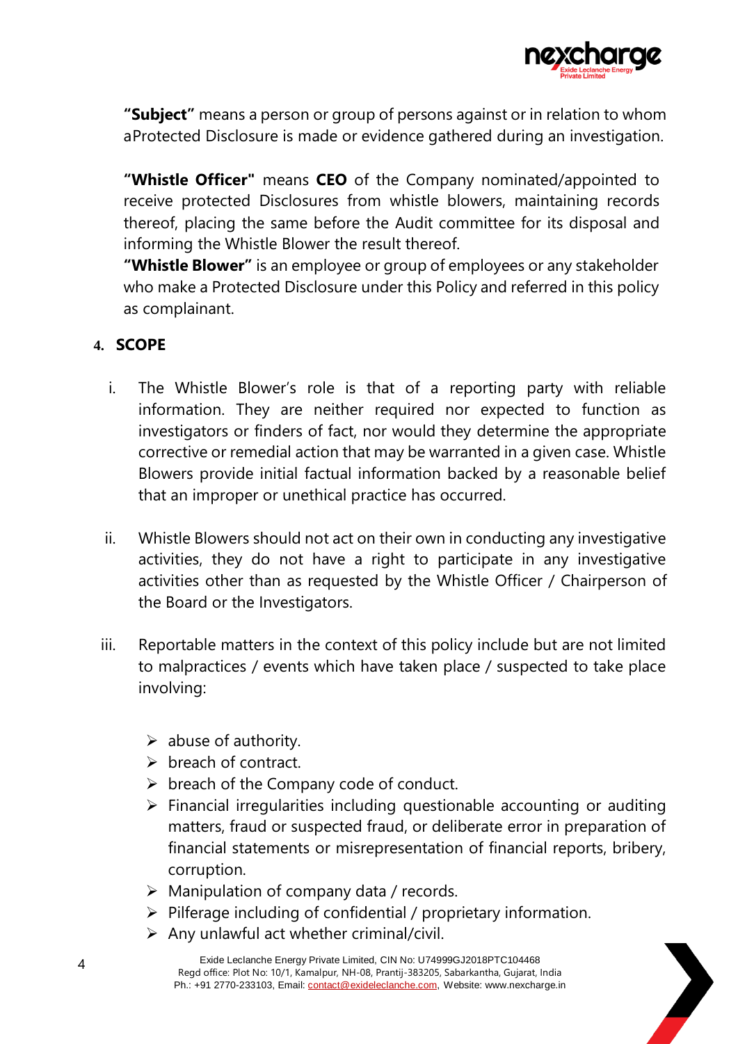**"Subject"** means a person or group of persons against or in relation to whom aProtected Disclosure is made or evidence gathered during an investigation.

**"Whistle Officer"** means **CEO** of the Company nominated/appointed to receive protected Disclosures from whistle blowers, maintaining records thereof, placing the same before the Audit committee for its disposal and informing the Whistle Blower the result thereof.

**"Whistle Blower"** is an employee or group of employees or any stakeholder who make a Protected Disclosure under this Policy and referred in this policy as complainant.

## 4. SCOPE

i. The Whistle Blower's role is that of a reporting party with reliable information. They are neither required nor expected to function as investigators or finders of fact, nor would they determine the appropriate corrective or remedial action that may be warranted in a given case. Whistle Blowers provide initial factual information backed by a reasonable belief that an improper or unethical practice has occurred.

ii. Whistle Blowers should not act on their own in conducting any investigative activities, they do not have a right to participate in any investigative activities other than as requested by the Whistle Officer / Chairperson of the Board or the Investigators.

iii. Reportable matters in the context of this policy include but are not limited to malpractices / events which have taken place / suspected to take place involving:

- abuse of authority.
- breach of contract.
- breach of the Company code of conduct.
- Financial irregularities including questionable accounting or auditing matters, fraud or suspected fraud, or deliberate error in preparation of financial statements or misrepresentation of financial reports, bribery, corruption.
- Manipulation of company data / records.
- Pilferage including of confidential / proprietary information.
- Any unlawful act whether criminal/civil.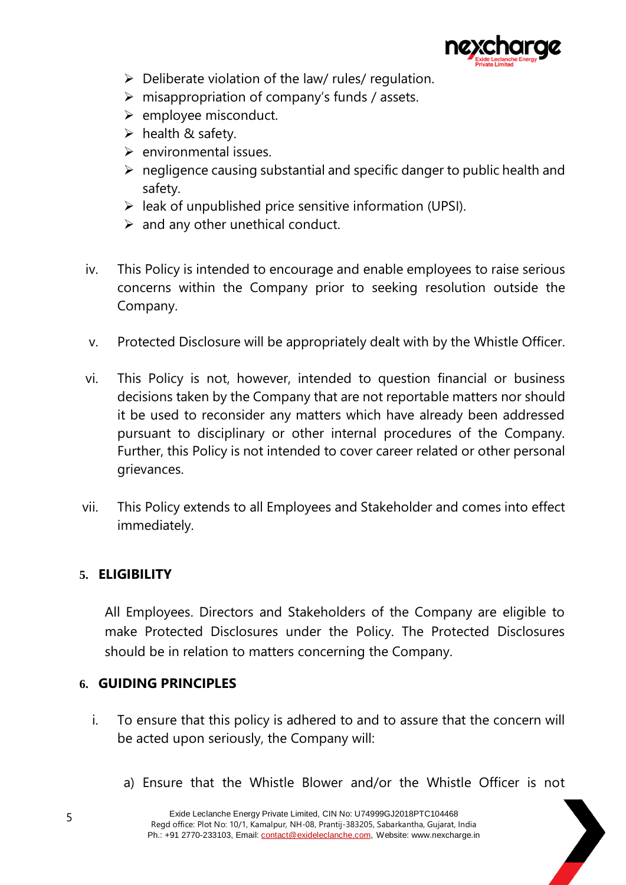- Deliberate violation of the law/ rules/ regulation.
- misappropriation of company's funds / assets.
- employee misconduct.
- health & safety.
- environmental issues.
- negligence causing substantial and specific danger to public health and safety.
- leak of unpublished price sensitive information (UPSI).
- and any other unethical conduct.

iv. This Policy is intended to encourage and enable employees to raise serious concerns within the Company prior to seeking resolution outside the Company.

v. Protected Disclosure will be appropriately dealt with by the Whistle Officer.

vi. This Policy is not, however, intended to question financial or business decisions taken by the Company that are not reportable matters nor should it be used to reconsider any matters which have already been addressed pursuant to disciplinary or other internal procedures of the Company. Further, this Policy is not intended to cover career related or other personal grievances.

vii. This Policy extends to all Employees and Stakeholder and comes into effect immediately.

## 5. ELIGIBILITY

All Employees. Directors and Stakeholders of the Company are eligible to make Protected Disclosures under the Policy. The Protected Disclosures should be in relation to matters concerning the Company.

## 6. GUIDING PRINCIPLES

i. To ensure that this policy is adhered to and to assure that the concern will be acted upon seriously, the Company will:

a) Ensure that the Whistle Blower and/or the Whistle Officer is not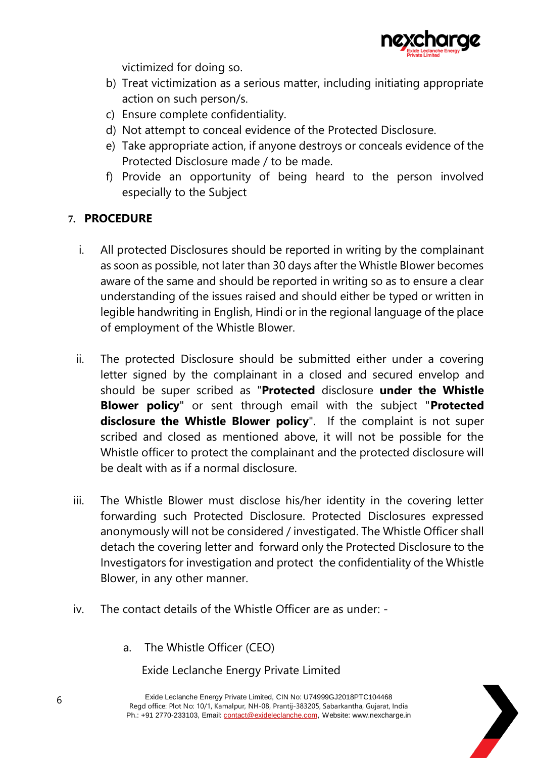victimized for doing so.

b) Treat victimization as a serious matter, including initiating appropriate action on such person/s.
c) Ensure complete confidentiality.
d) Not attempt to conceal evidence of the Protected Disclosure.
e) Take appropriate action, if anyone destroys or conceals evidence of the Protected Disclosure made / to be made.
f) Provide an opportunity of being heard to the person involved especially to the Subject

## 7. PROCEDURE

i. All protected Disclosures should be reported in writing by the complainant as soon as possible, not later than 30 days after the Whistle Blower becomes aware of the same and should be reported in writing so as to ensure a clear understanding of the issues raised and should either be typed or written in legible handwriting in English, Hindi or in the regional language of the place of employment of the Whistle Blower.

ii. The protected Disclosure should be submitted either under a covering letter signed by the complainant in a closed and secured envelop and should be super scribed as "**Protected** disclosure **under the Whistle Blower policy**" or sent through email with the subject "**Protected disclosure the Whistle Blower policy**". If the complaint is not super scribed and closed as mentioned above, it will not be possible for the Whistle officer to protect the complainant and the protected disclosure will be dealt with as if a normal disclosure.

iii. The Whistle Blower must disclose his/her identity in the covering letter forwarding such Protected Disclosure. Protected Disclosures expressed anonymously will not be considered / investigated. The Whistle Officer shall detach the covering letter and forward only the Protected Disclosure to the Investigators for investigation and protect the confidentiality of the Whistle Blower, in any other manner.

iv. The contact details of the Whistle Officer are as under: -

a. The Whistle Officer (CEO)

Exide Leclanche Energy Private Limited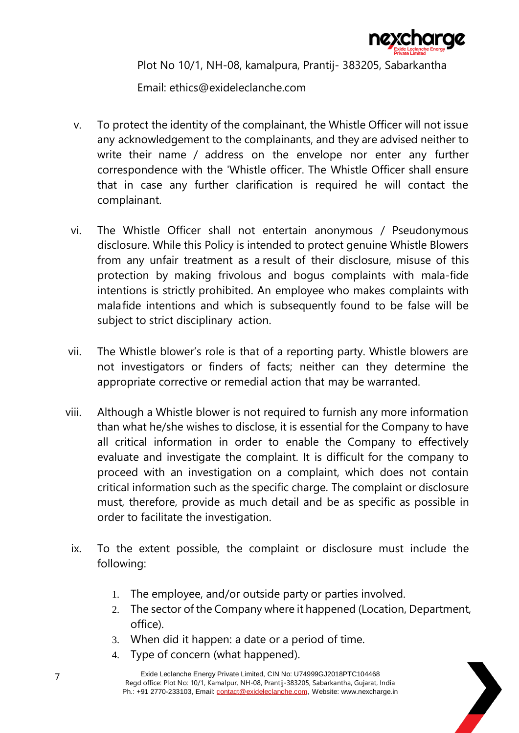Plot No 10/1, NH-08, kamalpura, Prantij- 383205, Sabarkantha

Email: ethics@exideleclanche.com

v. To protect the identity of the complainant, the Whistle Officer will not issue any acknowledgement to the complainants, and they are advised neither to write their name / address on the envelope nor enter any further correspondence with the 'Whistle officer. The Whistle Officer shall ensure that in case any further clarification is required he will contact the complainant.

vi. The Whistle Officer shall not entertain anonymous / Pseudonymous disclosure. While this Policy is intended to protect genuine Whistle Blowers from any unfair treatment as a result of their disclosure, misuse of this protection by making frivolous and bogus complaints with mala-fide intentions is strictly prohibited. An employee who makes complaints with mala fide intentions and which is subsequently found to be false will be subject to strict disciplinary action.

vii. The Whistle blower's role is that of a reporting party. Whistle blowers are not investigators or finders of facts; neither can they determine the appropriate corrective or remedial action that may be warranted.

viii. Although a Whistle blower is not required to furnish any more information than what he/she wishes to disclose, it is essential for the Company to have all critical information in order to enable the Company to effectively evaluate and investigate the complaint. It is difficult for the company to proceed with an investigation on a complaint, which does not contain critical information such as the specific charge. The complaint or disclosure must, therefore, provide as much detail and be as specific as possible in order to facilitate the investigation.

ix. To the extent possible, the complaint or disclosure must include the following:

1. The employee, and/or outside party or parties involved.
2. The sector of the Company where it happened (Location, Department, office).
3. When did it happen: a date or a period of time.
4. Type of concern (what happened).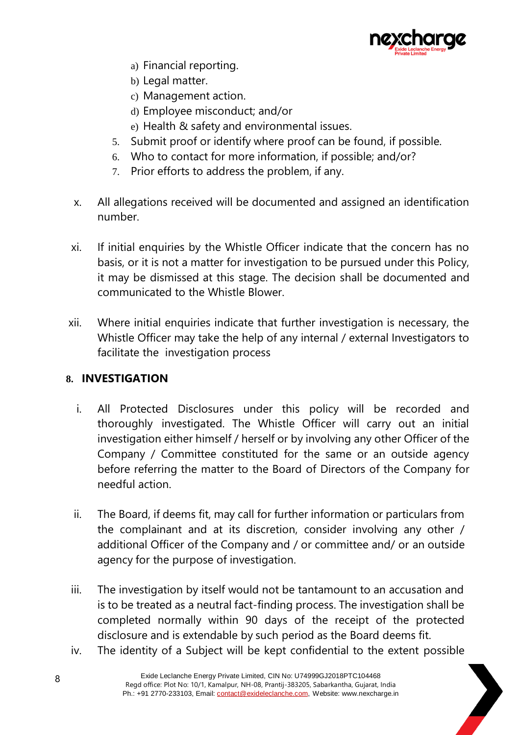a) Financial reporting.
   b) Legal matter.
   c) Management action.
   d) Employee misconduct; and/or
   e) Health & safety and environmental issues.
5. Submit proof or identify where proof can be found, if possible.
6. Who to contact for more information, if possible; and/or?
7. Prior efforts to address the problem, if any.

x. All allegations received will be documented and assigned an identification number.

xi. If initial enquiries by the Whistle Officer indicate that the concern has no basis, or it is not a matter for investigation to be pursued under this Policy, it may be dismissed at this stage. The decision shall be documented and communicated to the Whistle Blower.

xii. Where initial enquiries indicate that further investigation is necessary, the Whistle Officer may take the help of any internal / external Investigators to facilitate the investigation process

## 8. INVESTIGATION

i. All Protected Disclosures under this policy will be recorded and thoroughly investigated. The Whistle Officer will carry out an initial investigation either himself / herself or by involving any other Officer of the Company / Committee constituted for the same or an outside agency before referring the matter to the Board of Directors of the Company for needful action.

ii. The Board, if deems fit, may call for further information or particulars from the complainant and at its discretion, consider involving any other / additional Officer of the Company and / or committee and/ or an outside agency for the purpose of investigation.

iii. The investigation by itself would not be tantamount to an accusation and is to be treated as a neutral fact-finding process. The investigation shall be completed normally within 90 days of the receipt of the protected disclosure and is extendable by such period as the Board deems fit.

iv. The identity of a Subject will be kept confidential to the extent possible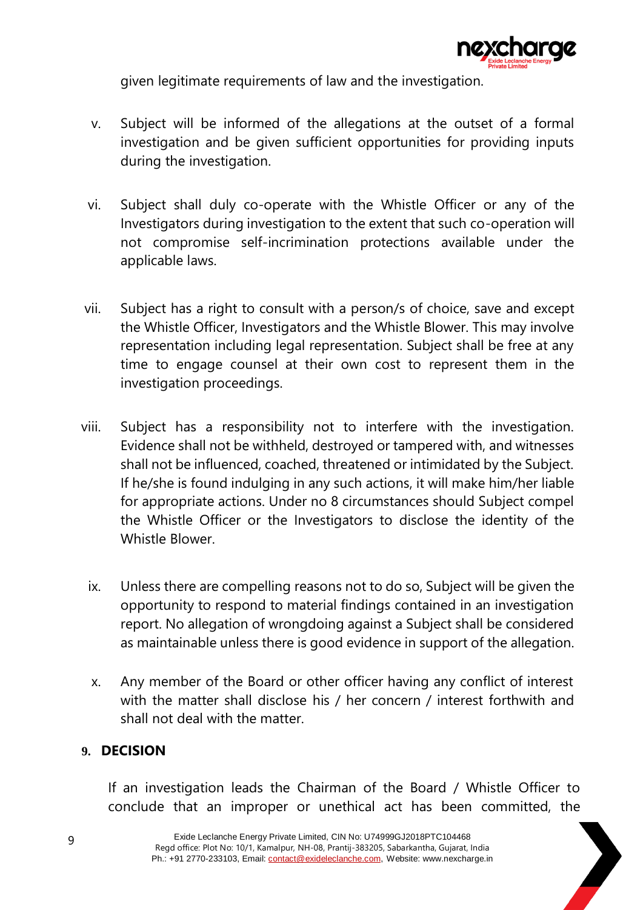given legitimate requirements of law and the investigation.

v. Subject will be informed of the allegations at the outset of a formal investigation and be given sufficient opportunities for providing inputs during the investigation.

vi. Subject shall duly co-operate with the Whistle Officer or any of the Investigators during investigation to the extent that such co-operation will not compromise self-incrimination protections available under the applicable laws.

vii. Subject has a right to consult with a person/s of choice, save and except the Whistle Officer, Investigators and the Whistle Blower. This may involve representation including legal representation. Subject shall be free at any time to engage counsel at their own cost to represent them in the investigation proceedings.

viii. Subject has a responsibility not to interfere with the investigation. Evidence shall not be withheld, destroyed or tampered with, and witnesses shall not be influenced, coached, threatened or intimidated by the Subject. If he/she is found indulging in any such actions, it will make him/her liable for appropriate actions. Under no 8 circumstances should Subject compel the Whistle Officer or the Investigators to disclose the identity of the Whistle Blower.

ix. Unless there are compelling reasons not to do so, Subject will be given the opportunity to respond to material findings contained in an investigation report. No allegation of wrongdoing against a Subject shall be considered as maintainable unless there is good evidence in support of the allegation.

x. Any member of the Board or other officer having any conflict of interest with the matter shall disclose his / her concern / interest forthwith and shall not deal with the matter.

## 9. DECISION

If an investigation leads the Chairman of the Board / Whistle Officer to conclude that an improper or unethical act has been committed, the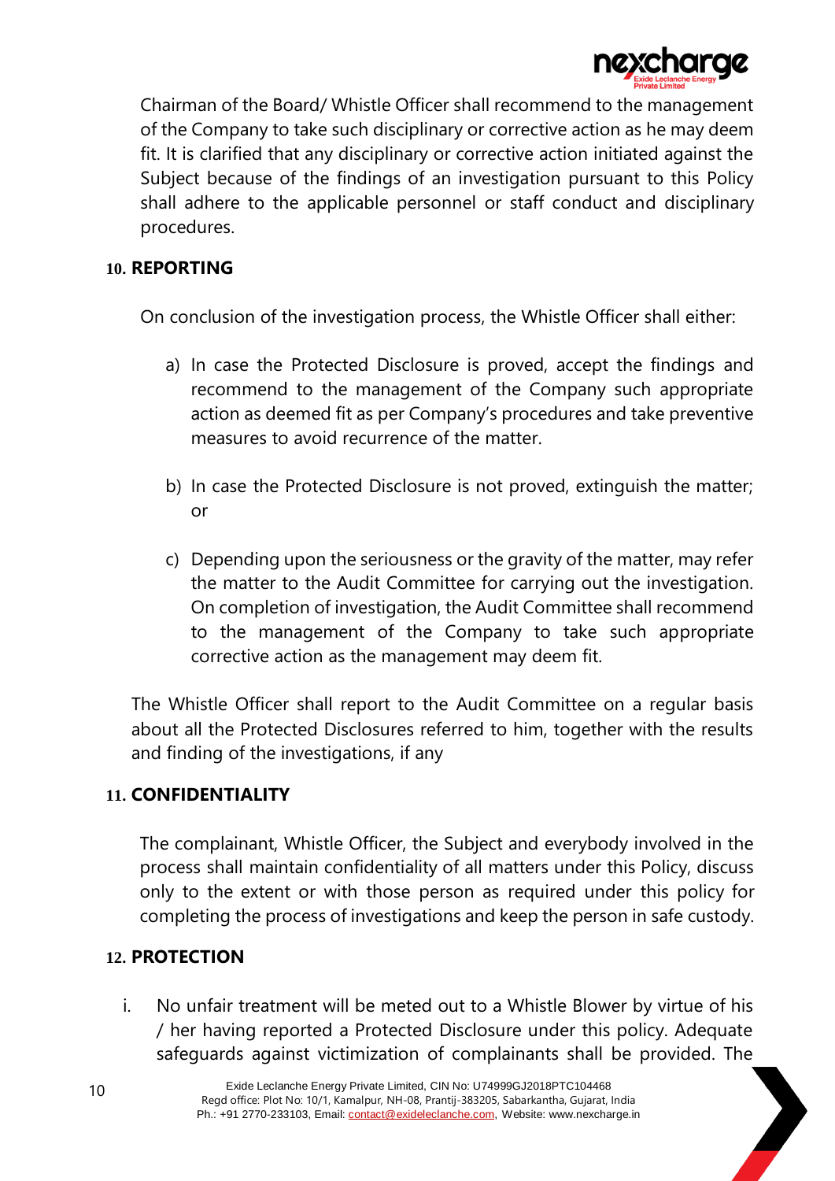Chairman of the Board/ Whistle Officer shall recommend to the management of the Company to take such disciplinary or corrective action as he may deem fit. It is clarified that any disciplinary or corrective action initiated against the Subject because of the findings of an investigation pursuant to this Policy shall adhere to the applicable personnel or staff conduct and disciplinary procedures.

## 10. REPORTING

On conclusion of the investigation process, the Whistle Officer shall either:

a) In case the Protected Disclosure is proved, accept the findings and recommend to the management of the Company such appropriate action as deemed fit as per Company's procedures and take preventive measures to avoid recurrence of the matter.

b) In case the Protected Disclosure is not proved, extinguish the matter; or

c) Depending upon the seriousness or the gravity of the matter, may refer the matter to the Audit Committee for carrying out the investigation. On completion of investigation, the Audit Committee shall recommend to the management of the Company to take such appropriate corrective action as the management may deem fit.

The Whistle Officer shall report to the Audit Committee on a regular basis about all the Protected Disclosures referred to him, together with the results and finding of the investigations, if any

## 11. CONFIDENTIALITY

The complainant, Whistle Officer, the Subject and everybody involved in the process shall maintain confidentiality of all matters under this Policy, discuss only to the extent or with those person as required under this policy for completing the process of investigations and keep the person in safe custody.

## 12. PROTECTION

i. No unfair treatment will be meted out to a Whistle Blower by virtue of his / her having reported a Protected Disclosure under this policy. Adequate safeguards against victimization of complainants shall be provided. The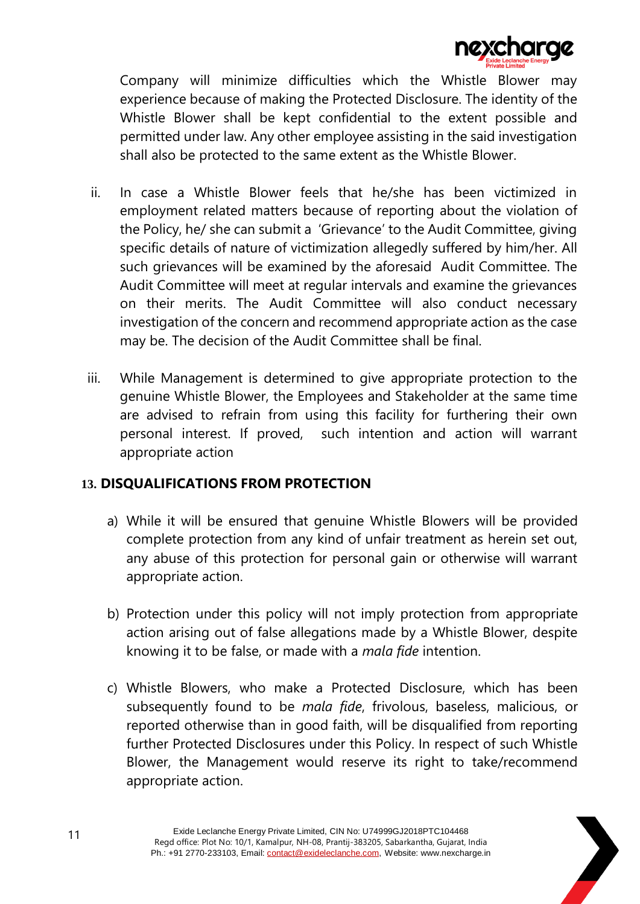Company will minimize difficulties which the Whistle Blower may experience because of making the Protected Disclosure. The identity of the Whistle Blower shall be kept confidential to the extent possible and permitted under law. Any other employee assisting in the said investigation shall also be protected to the same extent as the Whistle Blower.

ii. In case a Whistle Blower feels that he/she has been victimized in employment related matters because of reporting about the violation of the Policy, he/ she can submit a 'Grievance' to the Audit Committee, giving specific details of nature of victimization allegedly suffered by him/her. All such grievances will be examined by the aforesaid Audit Committee. The Audit Committee will meet at regular intervals and examine the grievances on their merits. The Audit Committee will also conduct necessary investigation of the concern and recommend appropriate action as the case may be. The decision of the Audit Committee shall be final.

iii. While Management is determined to give appropriate protection to the genuine Whistle Blower, the Employees and Stakeholder at the same time are advised to refrain from using this facility for furthering their own personal interest. If proved, such intention and action will warrant appropriate action

## 13. DISQUALIFICATIONS FROM PROTECTION

a) While it will be ensured that genuine Whistle Blowers will be provided complete protection from any kind of unfair treatment as herein set out, any abuse of this protection for personal gain or otherwise will warrant appropriate action.

b) Protection under this policy will not imply protection from appropriate action arising out of false allegations made by a Whistle Blower, despite knowing it to be false, or made with a *mala fide* intention.

c) Whistle Blowers, who make a Protected Disclosure, which has been subsequently found to be *mala fide*, frivolous, baseless, malicious, or reported otherwise than in good faith, will be disqualified from reporting further Protected Disclosures under this Policy. In respect of such Whistle Blower, the Management would reserve its right to take/recommend appropriate action.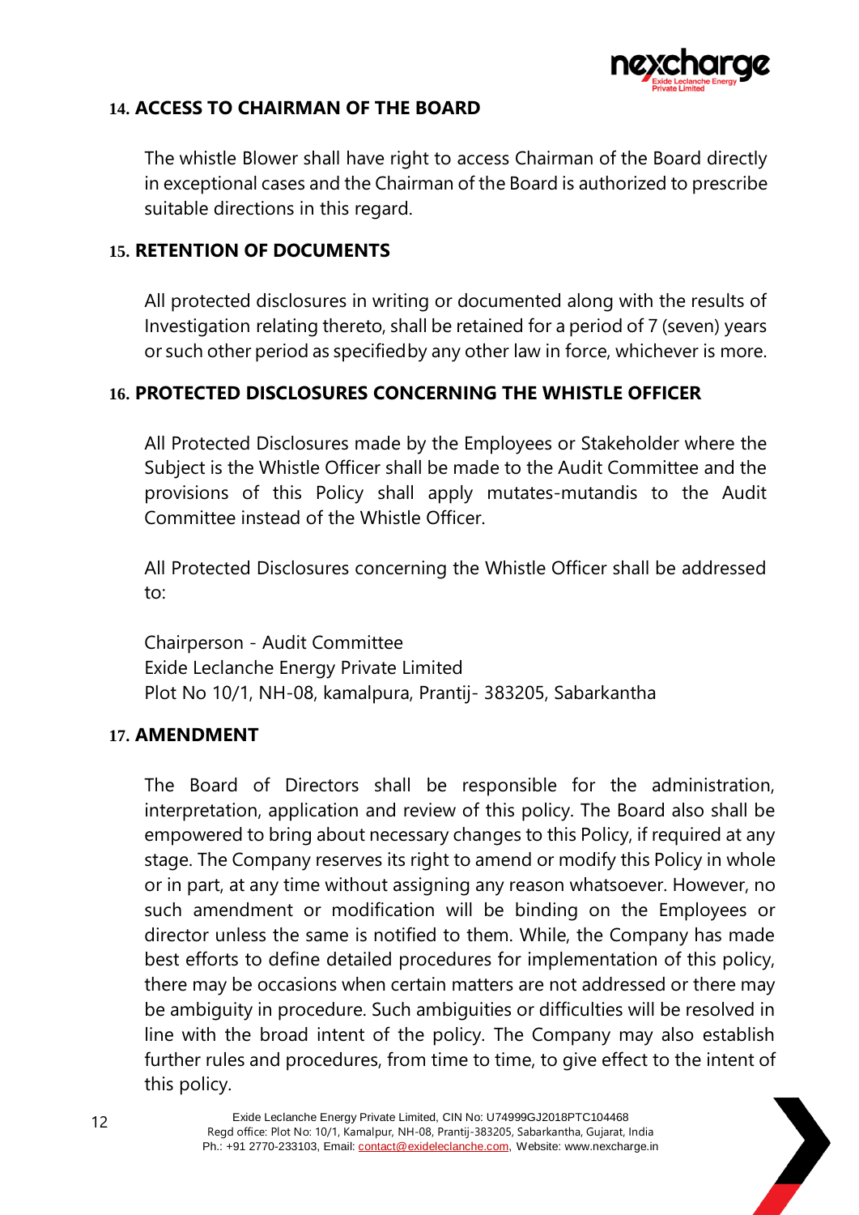## 14. ACCESS TO CHAIRMAN OF THE BOARD

The whistle Blower shall have right to access Chairman of the Board directly in exceptional cases and the Chairman of the Board is authorized to prescribe suitable directions in this regard.

## 15. RETENTION OF DOCUMENTS

All protected disclosures in writing or documented along with the results of Investigation relating thereto, shall be retained for a period of 7 (seven) years or such other period as specifiedby any other law in force, whichever is more.

## 16. PROTECTED DISCLOSURES CONCERNING THE WHISTLE OFFICER

All Protected Disclosures made by the Employees or Stakeholder where the Subject is the Whistle Officer shall be made to the Audit Committee and the provisions of this Policy shall apply mutates-mutandis to the Audit Committee instead of the Whistle Officer.

All Protected Disclosures concerning the Whistle Officer shall be addressed to:

Chairperson - Audit Committee
Exide Leclanche Energy Private Limited
Plot No 10/1, NH-08, kamalpura, Prantij- 383205, Sabarkantha

## 17. AMENDMENT

The Board of Directors shall be responsible for the administration, interpretation, application and review of this policy. The Board also shall be empowered to bring about necessary changes to this Policy, if required at any stage. The Company reserves its right to amend or modify this Policy in whole or in part, at any time without assigning any reason whatsoever. However, no such amendment or modification will be binding on the Employees or director unless the same is notified to them. While, the Company has made best efforts to define detailed procedures for implementation of this policy, there may be occasions when certain matters are not addressed or there may be ambiguity in procedure. Such ambiguities or difficulties will be resolved in line with the broad intent of the policy. The Company may also establish further rules and procedures, from time to time, to give effect to the intent of this policy.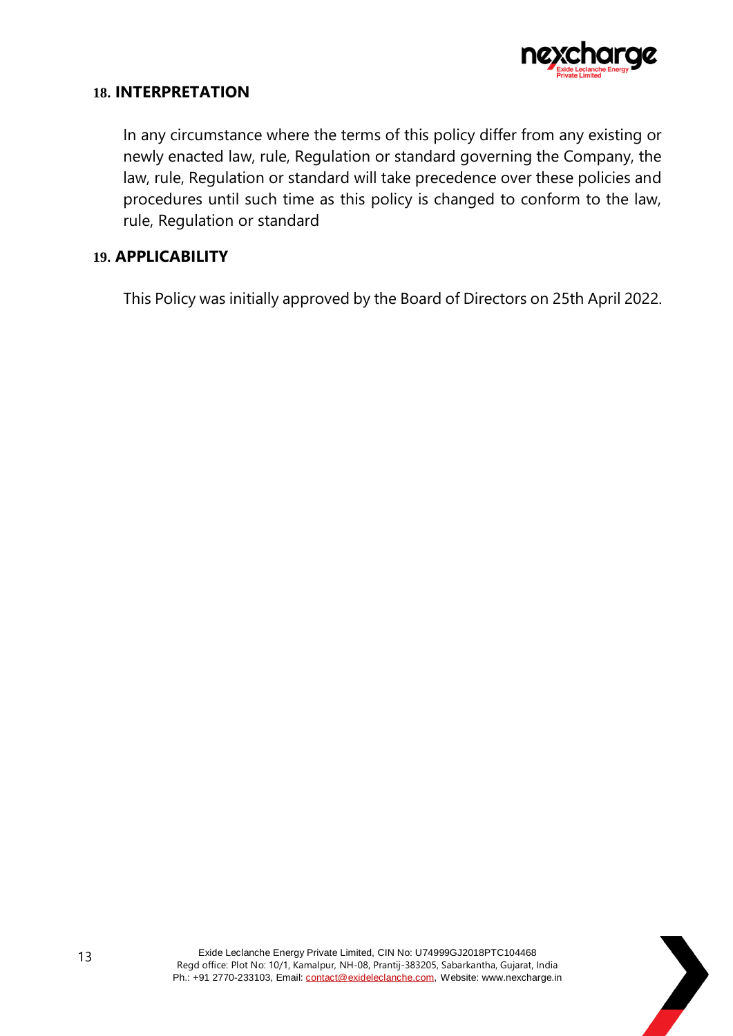## 18. INTERPRETATION

In any circumstance where the terms of this policy differ from any existing or newly enacted law, rule, Regulation or standard governing the Company, the law, rule, Regulation or standard will take precedence over these policies and procedures until such time as this policy is changed to conform to the law, rule, Regulation or standard

## 19. APPLICABILITY

This Policy was initially approved by the Board of Directors on 25th April 2022.